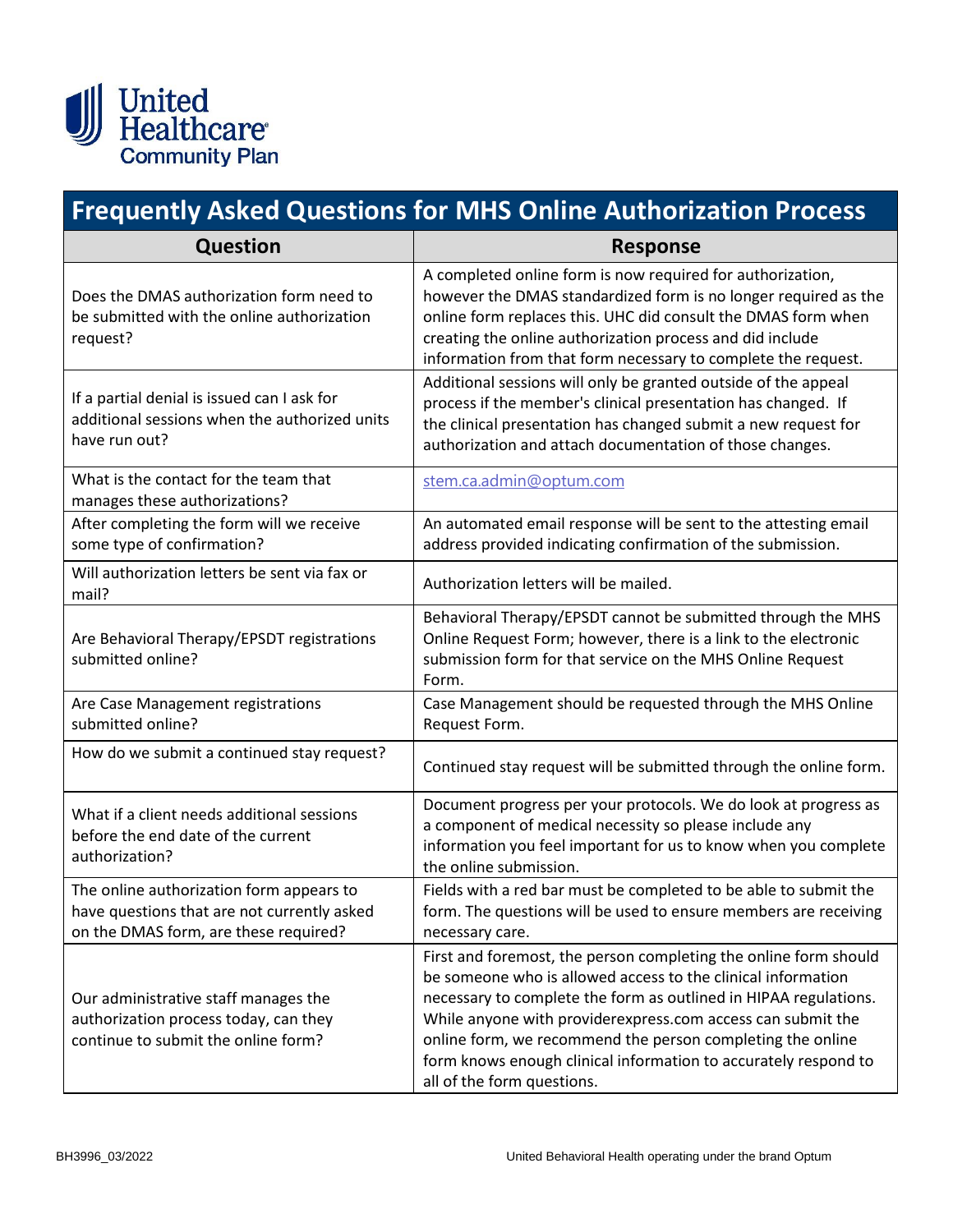United Healthcare Community Plan

# Frequently Asked Questions for MHS Online Authorization Process

| Question | Response |
|---|---|
| Does the DMAS authorization form need to be submitted with the online authorization request? | A completed online form is now required for authorization, however the DMAS standardized form is no longer required as the online form replaces this. UHC did consult the DMAS form when creating the online authorization process and did include information from that form necessary to complete the request. |
| If a partial denial is issued can I ask for additional sessions when the authorized units have run out? | Additional sessions will only be granted outside of the appeal process if the member's clinical presentation has changed. If the clinical presentation has changed submit a new request for authorization and attach documentation of those changes. |
| What is the contact for the team that manages these authorizations? | stem.ca.admin@optum.com |
| After completing the form will we receive some type of confirmation? | An automated email response will be sent to the attesting email address provided indicating confirmation of the submission. |
| Will authorization letters be sent via fax or mail? | Authorization letters will be mailed. |
| Are Behavioral Therapy/EPSDT registrations submitted online? | Behavioral Therapy/EPSDT cannot be submitted through the MHS Online Request Form; however, there is a link to the electronic submission form for that service on the MHS Online Request Form. |
| Are Case Management registrations submitted online? | Case Management should be requested through the MHS Online Request Form. |
| How do we submit a continued stay request? | Continued stay request will be submitted through the online form. |
| What if a client needs additional sessions before the end date of the current authorization? | Document progress per your protocols. We do look at progress as a component of medical necessity so please include any information you feel important for us to know when you complete the online submission. |
| The online authorization form appears to have questions that are not currently asked on the DMAS form, are these required? | Fields with a red bar must be completed to be able to submit the form. The questions will be used to ensure members are receiving necessary care. |
| Our administrative staff manages the authorization process today, can they continue to submit the online form? | First and foremost, the person completing the online form should be someone who is allowed access to the clinical information necessary to complete the form as outlined in HIPAA regulations. While anyone with providerexpress.com access can submit the online form, we recommend the person completing the online form knows enough clinical information to accurately respond to all of the form questions. |

BH3996_03/2022

United Behavioral Health operating under the brand Optum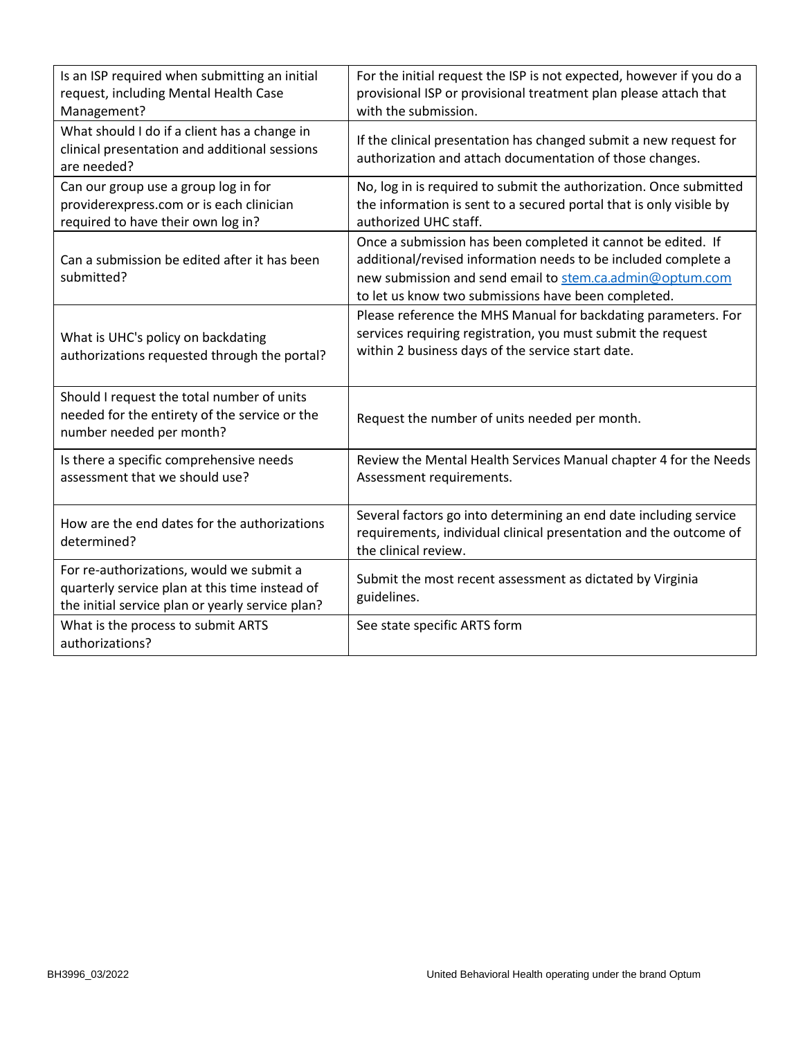| Is an ISP required when submitting an initial request, including Mental Health Case Management? | For the initial request the ISP is not expected, however if you do a provisional ISP or provisional treatment plan please attach that with the submission. |
|---|---|
| What should I do if a client has a change in clinical presentation and additional sessions are needed? | If the clinical presentation has changed submit a new request for authorization and attach documentation of those changes. |
| Can our group use a group log in for providerexpress.com or is each clinician required to have their own log in? | No, log in is required to submit the authorization. Once submitted the information is sent to a secured portal that is only visible by authorized UHC staff. |
| Can a submission be edited after it has been submitted? | Once a submission has been completed it cannot be edited. If additional/revised information needs to be included complete a new submission and send email to stem.ca.admin@optum.com to let us know two submissions have been completed. |
| What is UHC's policy on backdating authorizations requested through the portal? | Please reference the MHS Manual for backdating parameters. For services requiring registration, you must submit the request within 2 business days of the service start date. |
| Should I request the total number of units needed for the entirety of the service or the number needed per month? | Request the number of units needed per month. |
| Is there a specific comprehensive needs assessment that we should use? | Review the Mental Health Services Manual chapter 4 for the Needs Assessment requirements. |
| How are the end dates for the authorizations determined? | Several factors go into determining an end date including service requirements, individual clinical presentation and the outcome of the clinical review. |
| For re-authorizations, would we submit a quarterly service plan at this time instead of the initial service plan or yearly service plan? | Submit the most recent assessment as dictated by Virginia guidelines. |
| What is the process to submit ARTS authorizations? | See state specific ARTS form |

BH3996_03/2022

United Behavioral Health operating under the brand Optum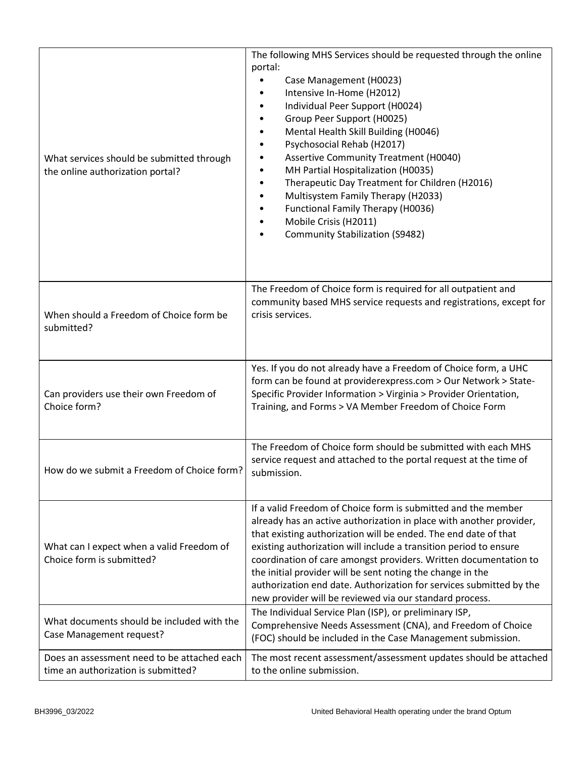| | |
|---|---|
| What services should be submitted through the online authorization portal? | The following MHS Services should be requested through the online portal:<br>• Case Management (H0023)<br>• Intensive In-Home (H2012)<br>• Individual Peer Support (H0024)<br>• Group Peer Support (H0025)<br>• Mental Health Skill Building (H0046)<br>• Psychosocial Rehab (H2017)<br>• Assertive Community Treatment (H0040)<br>• MH Partial Hospitalization (H0035)<br>• Therapeutic Day Treatment for Children (H2016)<br>• Multisystem Family Therapy (H2033)<br>• Functional Family Therapy (H0036)<br>• Mobile Crisis (H2011)<br>• Community Stabilization (S9482) |
| When should a Freedom of Choice form be submitted? | The Freedom of Choice form is required for all outpatient and community based MHS service requests and registrations, except for crisis services. |
| Can providers use their own Freedom of Choice form? | Yes. If you do not already have a Freedom of Choice form, a UHC form can be found at providerexpress.com > Our Network > State-Specific Provider Information > Virginia > Provider Orientation, Training, and Forms > VA Member Freedom of Choice Form |
| How do we submit a Freedom of Choice form? | The Freedom of Choice form should be submitted with each MHS service request and attached to the portal request at the time of submission. |
| What can I expect when a valid Freedom of Choice form is submitted? | If a valid Freedom of Choice form is submitted and the member already has an active authorization in place with another provider, that existing authorization will be ended. The end date of that existing authorization will include a transition period to ensure coordination of care amongst providers. Written documentation to the initial provider will be sent noting the change in the authorization end date. Authorization for services submitted by the new provider will be reviewed via our standard process. |
| What documents should be included with the Case Management request? | The Individual Service Plan (ISP), or preliminary ISP, Comprehensive Needs Assessment (CNA), and Freedom of Choice (FOC) should be included in the Case Management submission. |
| Does an assessment need to be attached each time an authorization is submitted? | The most recent assessment/assessment updates should be attached to the online submission. |

BH3996_03/2022 United Behavioral Health operating under the brand Optum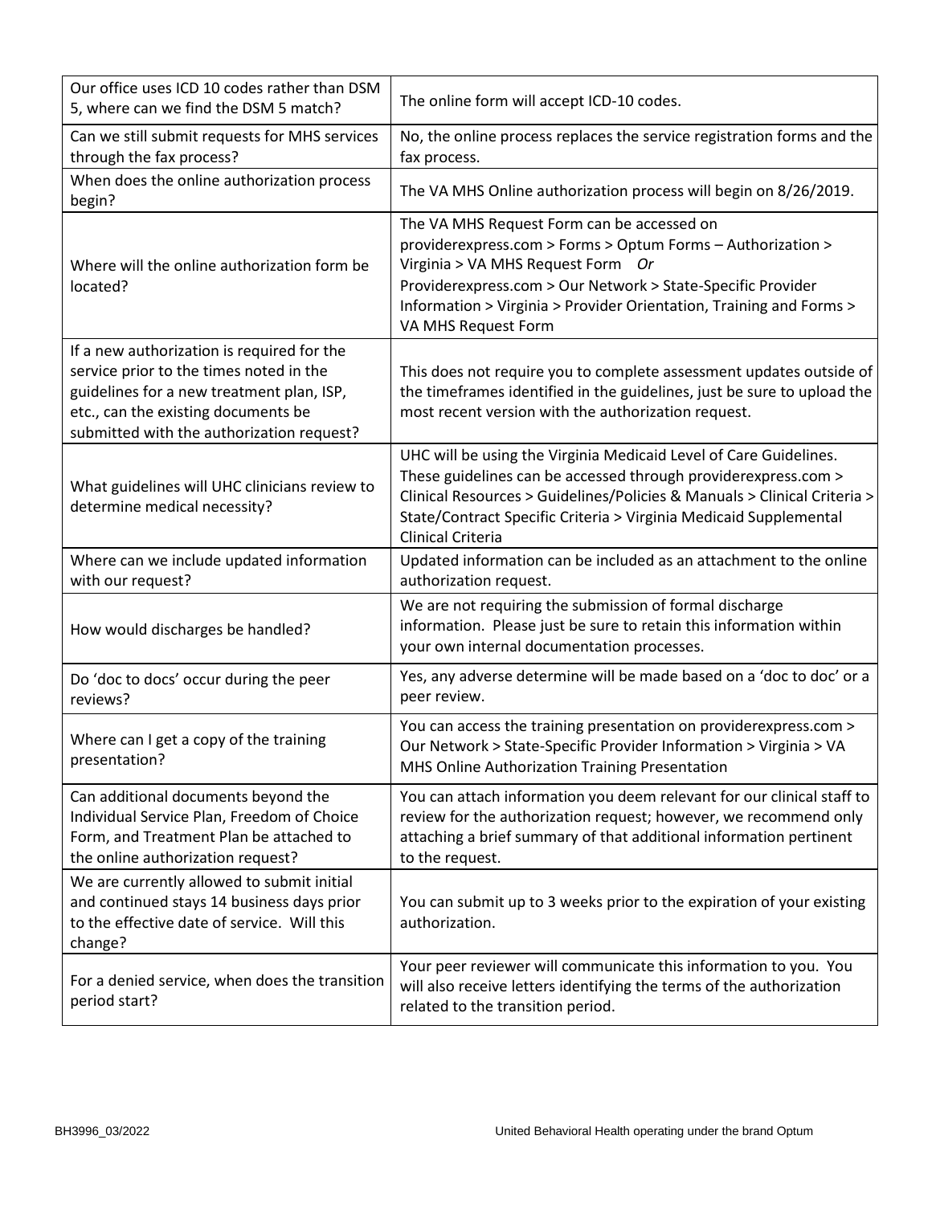| | |
|---|---|
| Our office uses ICD 10 codes rather than DSM 5, where can we find the DSM 5 match? | The online form will accept ICD-10 codes. |
| Can we still submit requests for MHS services through the fax process? | No, the online process replaces the service registration forms and the fax process. |
| When does the online authorization process begin? | The VA MHS Online authorization process will begin on 8/26/2019. |
| Where will the online authorization form be located? | The VA MHS Request Form can be accessed on providerexpress.com > Forms > Optum Forms – Authorization > Virginia > VA MHS Request Form *Or* Providerexpress.com > Our Network > State-Specific Provider Information > Virginia > Provider Orientation, Training and Forms > VA MHS Request Form |
| If a new authorization is required for the service prior to the times noted in the guidelines for a new treatment plan, ISP, etc., can the existing documents be submitted with the authorization request? | This does not require you to complete assessment updates outside of the timeframes identified in the guidelines, just be sure to upload the most recent version with the authorization request. |
| What guidelines will UHC clinicians review to determine medical necessity? | UHC will be using the Virginia Medicaid Level of Care Guidelines. These guidelines can be accessed through providerexpress.com > Clinical Resources > Guidelines/Policies & Manuals > Clinical Criteria > State/Contract Specific Criteria > Virginia Medicaid Supplemental Clinical Criteria |
| Where can we include updated information with our request? | Updated information can be included as an attachment to the online authorization request. |
| How would discharges be handled? | We are not requiring the submission of formal discharge information. Please just be sure to retain this information within your own internal documentation processes. |
| Do 'doc to docs' occur during the peer reviews? | Yes, any adverse determine will be made based on a 'doc to doc' or a peer review. |
| Where can I get a copy of the training presentation? | You can access the training presentation on providerexpress.com > Our Network > State-Specific Provider Information > Virginia > VA MHS Online Authorization Training Presentation |
| Can additional documents beyond the Individual Service Plan, Freedom of Choice Form, and Treatment Plan be attached to the online authorization request? | You can attach information you deem relevant for our clinical staff to review for the authorization request; however, we recommend only attaching a brief summary of that additional information pertinent to the request. |
| We are currently allowed to submit initial and continued stays 14 business days prior to the effective date of service. Will this change? | You can submit up to 3 weeks prior to the expiration of your existing authorization. |
| For a denied service, when does the transition period start? | Your peer reviewer will communicate this information to you. You will also receive letters identifying the terms of the authorization related to the transition period. |

BH3996_03/2022 United Behavioral Health operating under the brand Optum